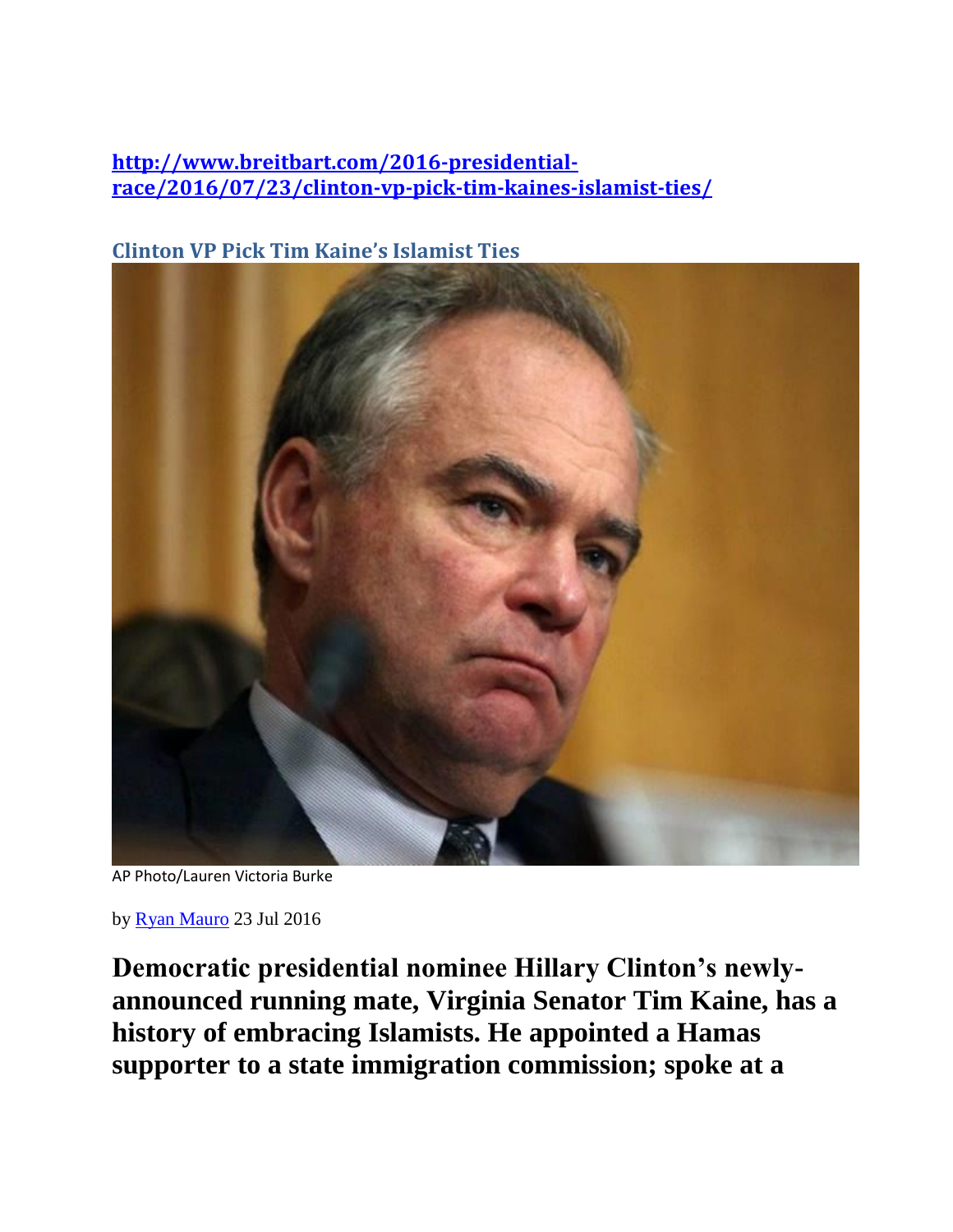http://www.breitbart.com/2016-presidential-race/2016/07/23/clinton-vp-pick-tim-kaines-islamist-ties/

## Clinton VP Pick Tim Kaine's Islamist Ties

AP Photo/Lauren Victoria Burke

by Ryan Mauro 23 Jul 2016

**Democratic presidential nominee Hillary Clinton's newly-announced running mate, Virginia Senator Tim Kaine, has a history of embracing Islamists. He appointed a Hamas supporter to a state immigration commission; spoke at a**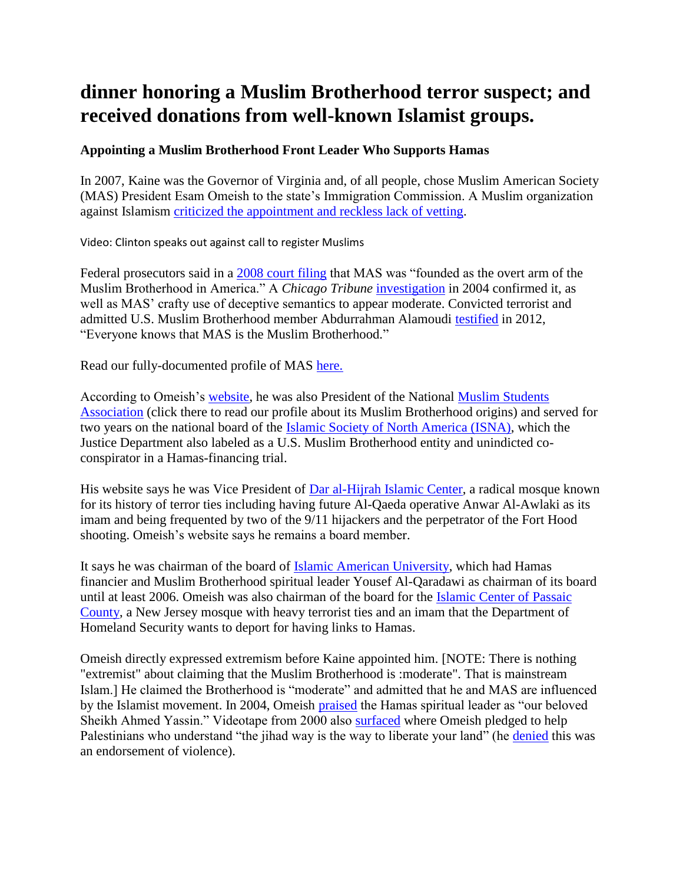# dinner honoring a Muslim Brotherhood terror suspect; and received donations from well-known Islamist groups.

**Appointing a Muslim Brotherhood Front Leader Who Supports Hamas**

In 2007, Kaine was the Governor of Virginia and, of all people, chose Muslim American Society (MAS) President Esam Omeish to the state's Immigration Commission. A Muslim organization against Islamism criticized the appointment and reckless lack of vetting.

Video: Clinton speaks out against call to register Muslims

Federal prosecutors said in a 2008 court filing that MAS was "founded as the overt arm of the Muslim Brotherhood in America." A *Chicago Tribune* investigation in 2004 confirmed it, as well as MAS' crafty use of deceptive semantics to appear moderate. Convicted terrorist and admitted U.S. Muslim Brotherhood member Abdurrahman Alamoudi testified in 2012, "Everyone knows that MAS is the Muslim Brotherhood."

Read our fully-documented profile of MAS here.

According to Omeish's website, he was also President of the National Muslim Students Association (click there to read our profile about its Muslim Brotherhood origins) and served for two years on the national board of the Islamic Society of North America (ISNA), which the Justice Department also labeled as a U.S. Muslim Brotherhood entity and unindicted co-conspirator in a Hamas-financing trial.

His website says he was Vice President of Dar al-Hijrah Islamic Center, a radical mosque known for its history of terror ties including having future Al-Qaeda operative Anwar Al-Awlaki as its imam and being frequented by two of the 9/11 hijackers and the perpetrator of the Fort Hood shooting. Omeish's website says he remains a board member.

It says he was chairman of the board of Islamic American University, which had Hamas financier and Muslim Brotherhood spiritual leader Yousef Al-Qaradawi as chairman of its board until at least 2006. Omeish was also chairman of the board for the Islamic Center of Passaic County, a New Jersey mosque with heavy terrorist ties and an imam that the Department of Homeland Security wants to deport for having links to Hamas.

Omeish directly expressed extremism before Kaine appointed him. [NOTE: There is nothing "extremist" about claiming that the Muslim Brotherhood is :moderate". That is mainstream Islam.] He claimed the Brotherhood is "moderate" and admitted that he and MAS are influenced by the Islamist movement. In 2004, Omeish praised the Hamas spiritual leader as "our beloved Sheikh Ahmed Yassin." Videotape from 2000 also surfaced where Omeish pledged to help Palestinians who understand "the jihad way is the way to liberate your land" (he denied this was an endorsement of violence).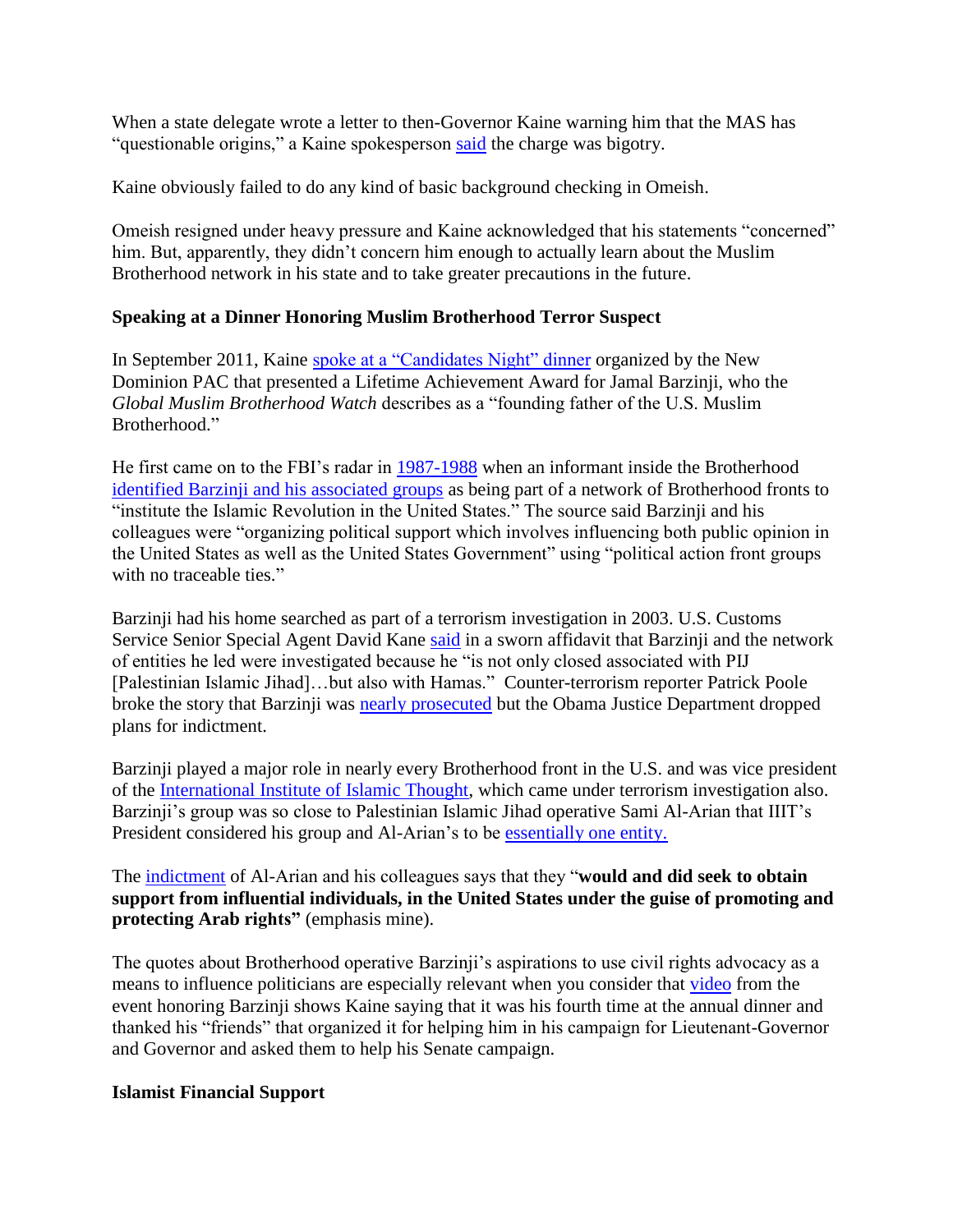When a state delegate wrote a letter to then-Governor Kaine warning him that the MAS has "questionable origins," a Kaine spokesperson said the charge was bigotry.

Kaine obviously failed to do any kind of basic background checking in Omeish.

Omeish resigned under heavy pressure and Kaine acknowledged that his statements "concerned" him. But, apparently, they didn't concern him enough to actually learn about the Muslim Brotherhood network in his state and to take greater precautions in the future.

**Speaking at a Dinner Honoring Muslim Brotherhood Terror Suspect**

In September 2011, Kaine spoke at a "Candidates Night" dinner organized by the New Dominion PAC that presented a Lifetime Achievement Award for Jamal Barzinji, who the *Global Muslim Brotherhood Watch* describes as a "founding father of the U.S. Muslim Brotherhood."

He first came on to the FBI's radar in 1987-1988 when an informant inside the Brotherhood identified Barzinji and his associated groups as being part of a network of Brotherhood fronts to "institute the Islamic Revolution in the United States." The source said Barzinji and his colleagues were "organizing political support which involves influencing both public opinion in the United States as well as the United States Government" using "political action front groups with no traceable ties."

Barzinji had his home searched as part of a terrorism investigation in 2003. U.S. Customs Service Senior Special Agent David Kane said in a sworn affidavit that Barzinji and the network of entities he led were investigated because he "is not only closed associated with PIJ [Palestinian Islamic Jihad]…but also with Hamas." Counter-terrorism reporter Patrick Poole broke the story that Barzinji was nearly prosecuted but the Obama Justice Department dropped plans for indictment.

Barzinji played a major role in nearly every Brotherhood front in the U.S. and was vice president of the International Institute of Islamic Thought, which came under terrorism investigation also. Barzinji's group was so close to Palestinian Islamic Jihad operative Sami Al-Arian that IIIT's President considered his group and Al-Arian's to be essentially one entity.

The indictment of Al-Arian and his colleagues says that they "**would and did seek to obtain support from influential individuals, in the United States under the guise of promoting and protecting Arab rights"** (emphasis mine).

The quotes about Brotherhood operative Barzinji's aspirations to use civil rights advocacy as a means to influence politicians are especially relevant when you consider that video from the event honoring Barzinji shows Kaine saying that it was his fourth time at the annual dinner and thanked his "friends" that organized it for helping him in his campaign for Lieutenant-Governor and Governor and asked them to help his Senate campaign.

**Islamist Financial Support**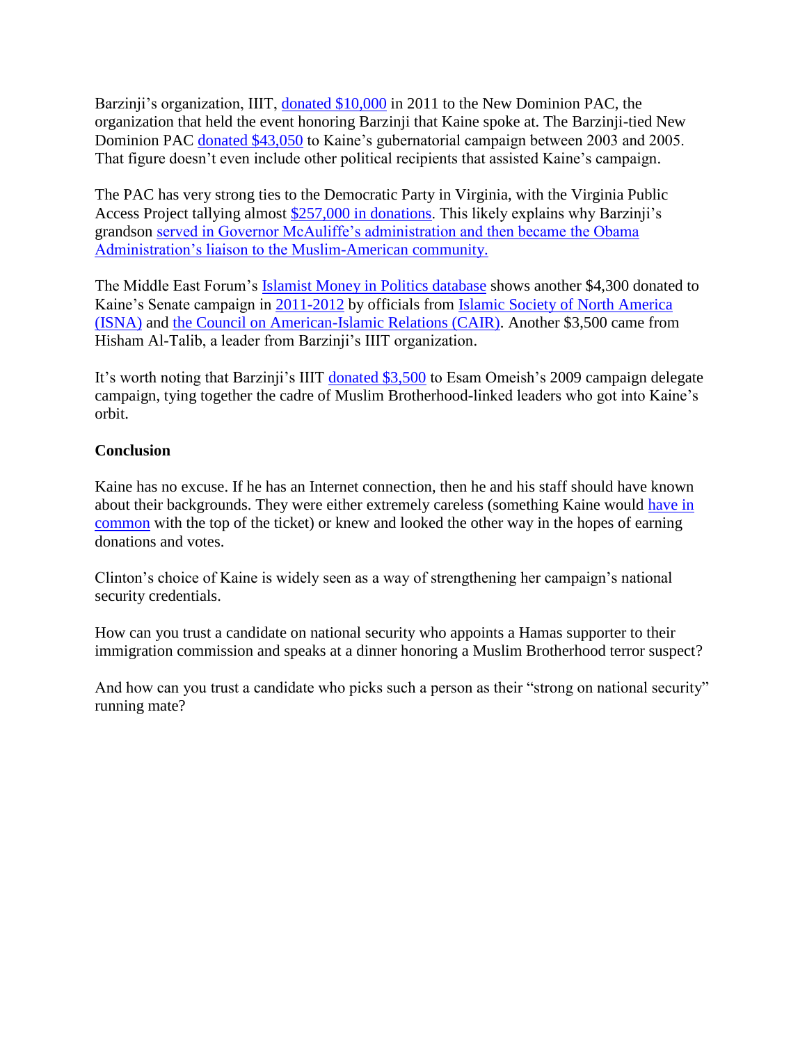Barzinji's organization, IIIT, donated $10,000 in 2011 to the New Dominion PAC, the organization that held the event honoring Barzinji that Kaine spoke at. The Barzinji-tied New Dominion PAC donated $43,050 to Kaine's gubernatorial campaign between 2003 and 2005. That figure doesn't even include other political recipients that assisted Kaine's campaign.

The PAC has very strong ties to the Democratic Party in Virginia, with the Virginia Public Access Project tallying almost $257,000 in donations. This likely explains why Barzinji's grandson served in Governor McAuliffe's administration and then became the Obama Administration's liaison to the Muslim-American community.

The Middle East Forum's Islamist Money in Politics database shows another $4,300 donated to Kaine's Senate campaign in 2011-2012 by officials from Islamic Society of North America (ISNA) and the Council on American-Islamic Relations (CAIR). Another $3,500 came from Hisham Al-Talib, a leader from Barzinji's IIIT organization.

It's worth noting that Barzinji's IIIT donated $3,500 to Esam Omeish's 2009 campaign delegate campaign, tying together the cadre of Muslim Brotherhood-linked leaders who got into Kaine's orbit.

**Conclusion**

Kaine has no excuse. If he has an Internet connection, then he and his staff should have known about their backgrounds. They were either extremely careless (something Kaine would have in common with the top of the ticket) or knew and looked the other way in the hopes of earning donations and votes.

Clinton's choice of Kaine is widely seen as a way of strengthening her campaign's national security credentials.

How can you trust a candidate on national security who appoints a Hamas supporter to their immigration commission and speaks at a dinner honoring a Muslim Brotherhood terror suspect?

And how can you trust a candidate who picks such a person as their "strong on national security" running mate?